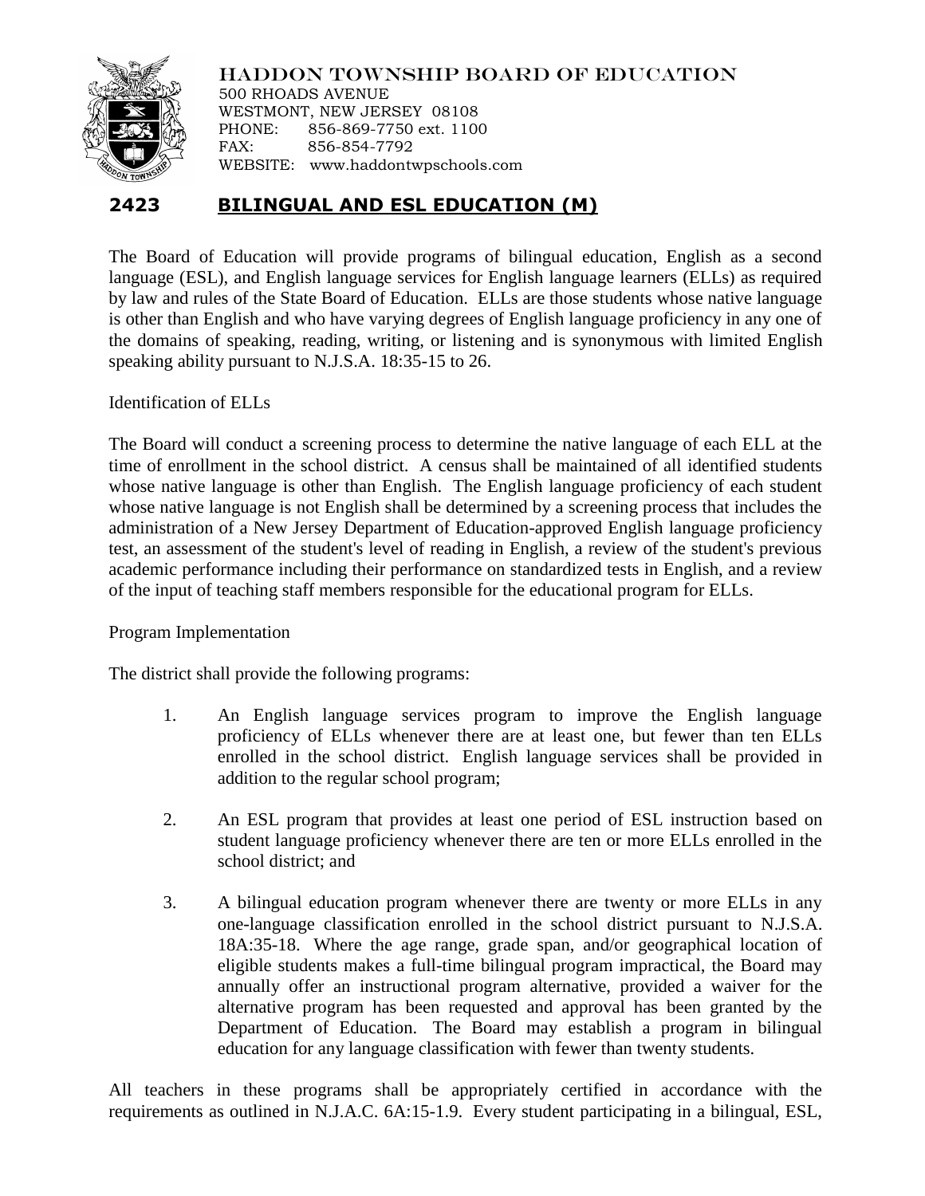HADDON TOWNSHIP BOARD OF EDUCATION
500 RHOADS AVENUE
WESTMONT, NEW JERSEY 08108
PHONE: 856-869-7750 ext. 1100
FAX: 856-854-7792
WEBSITE: www.haddontwpschools.com

# 2423 BILINGUAL AND ESL EDUCATION (M)

The Board of Education will provide programs of bilingual education, English as a second language (ESL), and English language services for English language learners (ELLs) as required by law and rules of the State Board of Education. ELLs are those students whose native language is other than English and who have varying degrees of English language proficiency in any one of the domains of speaking, reading, writing, or listening and is synonymous with limited English speaking ability pursuant to N.J.S.A. 18:35-15 to 26.

Identification of ELLs

The Board will conduct a screening process to determine the native language of each ELL at the time of enrollment in the school district. A census shall be maintained of all identified students whose native language is other than English. The English language proficiency of each student whose native language is not English shall be determined by a screening process that includes the administration of a New Jersey Department of Education-approved English language proficiency test, an assessment of the student's level of reading in English, a review of the student's previous academic performance including their performance on standardized tests in English, and a review of the input of teaching staff members responsible for the educational program for ELLs.

Program Implementation

The district shall provide the following programs:

1. An English language services program to improve the English language proficiency of ELLs whenever there are at least one, but fewer than ten ELLs enrolled in the school district. English language services shall be provided in addition to the regular school program;

2. An ESL program that provides at least one period of ESL instruction based on student language proficiency whenever there are ten or more ELLs enrolled in the school district; and

3. A bilingual education program whenever there are twenty or more ELLs in any one-language classification enrolled in the school district pursuant to N.J.S.A. 18A:35-18. Where the age range, grade span, and/or geographical location of eligible students makes a full-time bilingual program impractical, the Board may annually offer an instructional program alternative, provided a waiver for the alternative program has been requested and approval has been granted by the Department of Education. The Board may establish a program in bilingual education for any language classification with fewer than twenty students.

All teachers in these programs shall be appropriately certified in accordance with the requirements as outlined in N.J.A.C. 6A:15-1.9. Every student participating in a bilingual, ESL,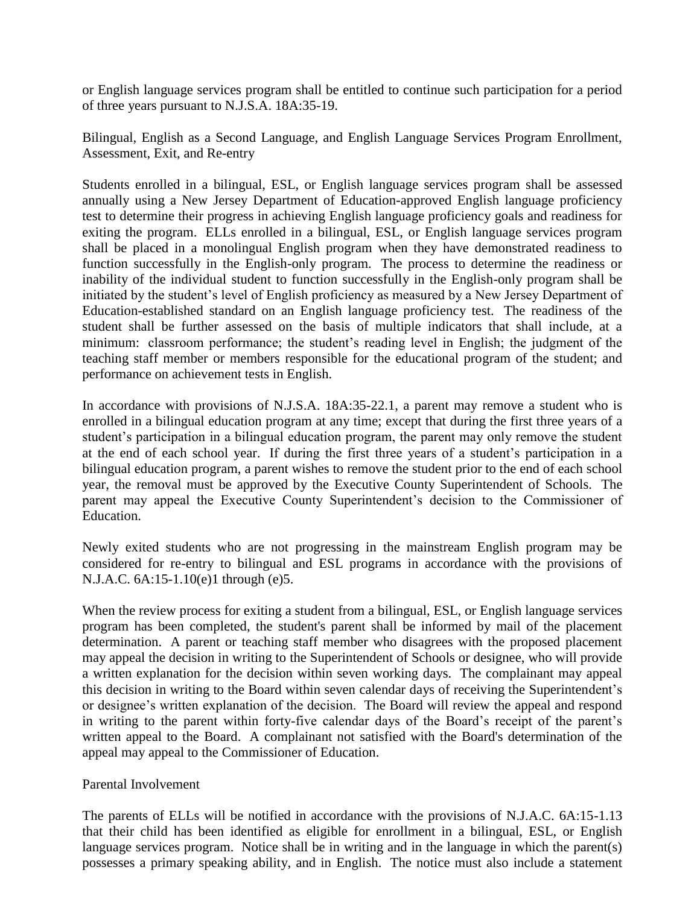or English language services program shall be entitled to continue such participation for a period of three years pursuant to N.J.S.A. 18A:35-19.

Bilingual, English as a Second Language, and English Language Services Program Enrollment, Assessment, Exit, and Re-entry

Students enrolled in a bilingual, ESL, or English language services program shall be assessed annually using a New Jersey Department of Education-approved English language proficiency test to determine their progress in achieving English language proficiency goals and readiness for exiting the program. ELLs enrolled in a bilingual, ESL, or English language services program shall be placed in a monolingual English program when they have demonstrated readiness to function successfully in the English-only program. The process to determine the readiness or inability of the individual student to function successfully in the English-only program shall be initiated by the student's level of English proficiency as measured by a New Jersey Department of Education-established standard on an English language proficiency test. The readiness of the student shall be further assessed on the basis of multiple indicators that shall include, at a minimum: classroom performance; the student's reading level in English; the judgment of the teaching staff member or members responsible for the educational program of the student; and performance on achievement tests in English.

In accordance with provisions of N.J.S.A. 18A:35-22.1, a parent may remove a student who is enrolled in a bilingual education program at any time; except that during the first three years of a student's participation in a bilingual education program, the parent may only remove the student at the end of each school year. If during the first three years of a student's participation in a bilingual education program, a parent wishes to remove the student prior to the end of each school year, the removal must be approved by the Executive County Superintendent of Schools. The parent may appeal the Executive County Superintendent's decision to the Commissioner of Education.

Newly exited students who are not progressing in the mainstream English program may be considered for re-entry to bilingual and ESL programs in accordance with the provisions of N.J.A.C. 6A:15-1.10(e)1 through (e)5.

When the review process for exiting a student from a bilingual, ESL, or English language services program has been completed, the student's parent shall be informed by mail of the placement determination. A parent or teaching staff member who disagrees with the proposed placement may appeal the decision in writing to the Superintendent of Schools or designee, who will provide a written explanation for the decision within seven working days. The complainant may appeal this decision in writing to the Board within seven calendar days of receiving the Superintendent's or designee's written explanation of the decision. The Board will review the appeal and respond in writing to the parent within forty-five calendar days of the Board's receipt of the parent's written appeal to the Board. A complainant not satisfied with the Board's determination of the appeal may appeal to the Commissioner of Education.

Parental Involvement

The parents of ELLs will be notified in accordance with the provisions of N.J.A.C. 6A:15-1.13 that their child has been identified as eligible for enrollment in a bilingual, ESL, or English language services program. Notice shall be in writing and in the language in which the parent(s) possesses a primary speaking ability, and in English. The notice must also include a statement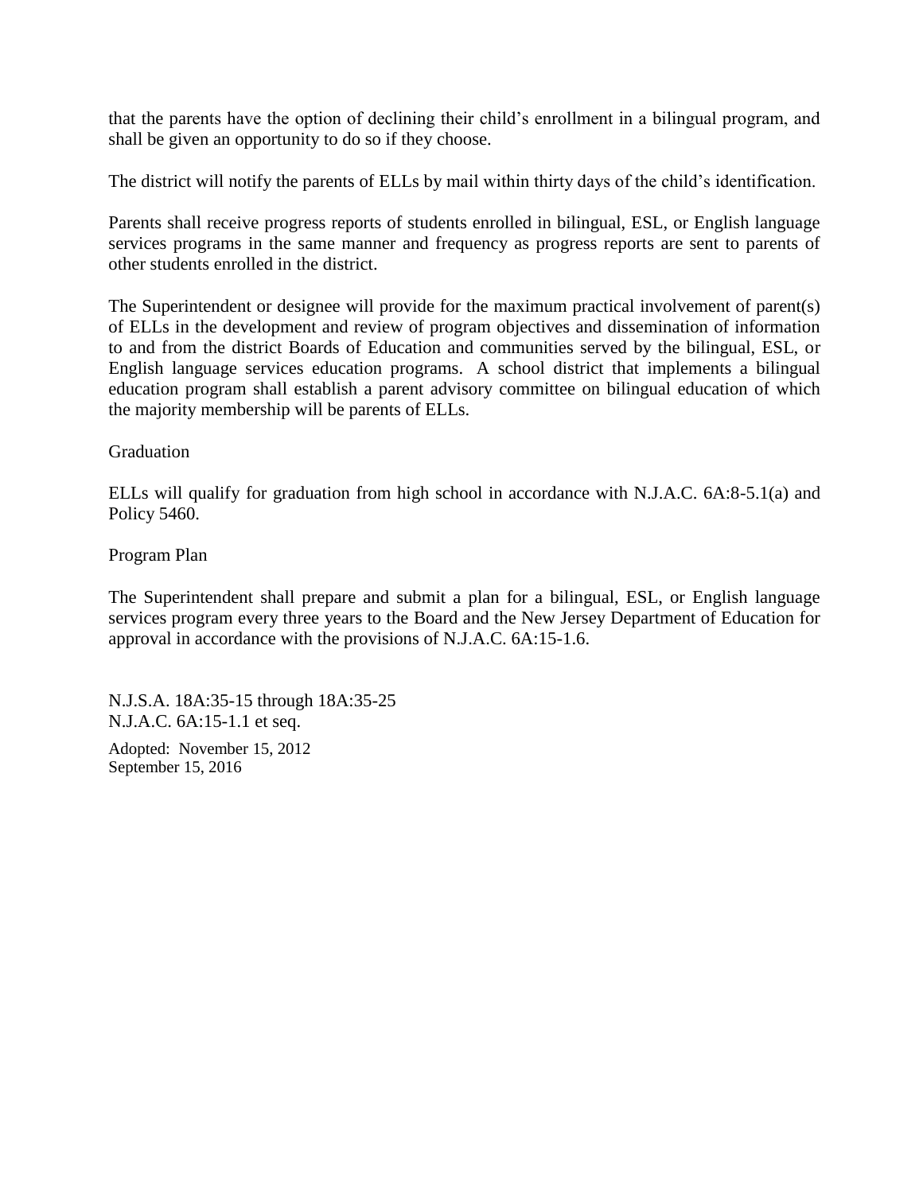that the parents have the option of declining their child's enrollment in a bilingual program, and shall be given an opportunity to do so if they choose.

The district will notify the parents of ELLs by mail within thirty days of the child's identification.

Parents shall receive progress reports of students enrolled in bilingual, ESL, or English language services programs in the same manner and frequency as progress reports are sent to parents of other students enrolled in the district.

The Superintendent or designee will provide for the maximum practical involvement of parent(s) of ELLs in the development and review of program objectives and dissemination of information to and from the district Boards of Education and communities served by the bilingual, ESL, or English language services education programs. A school district that implements a bilingual education program shall establish a parent advisory committee on bilingual education of which the majority membership will be parents of ELLs.

Graduation

ELLs will qualify for graduation from high school in accordance with N.J.A.C. 6A:8-5.1(a) and Policy 5460.

Program Plan

The Superintendent shall prepare and submit a plan for a bilingual, ESL, or English language services program every three years to the Board and the New Jersey Department of Education for approval in accordance with the provisions of N.J.A.C. 6A:15-1.6.

N.J.S.A. 18A:35-15 through 18A:35-25
N.J.A.C. 6A:15-1.1 et seq.

Adopted: November 15, 2012
September 15, 2016